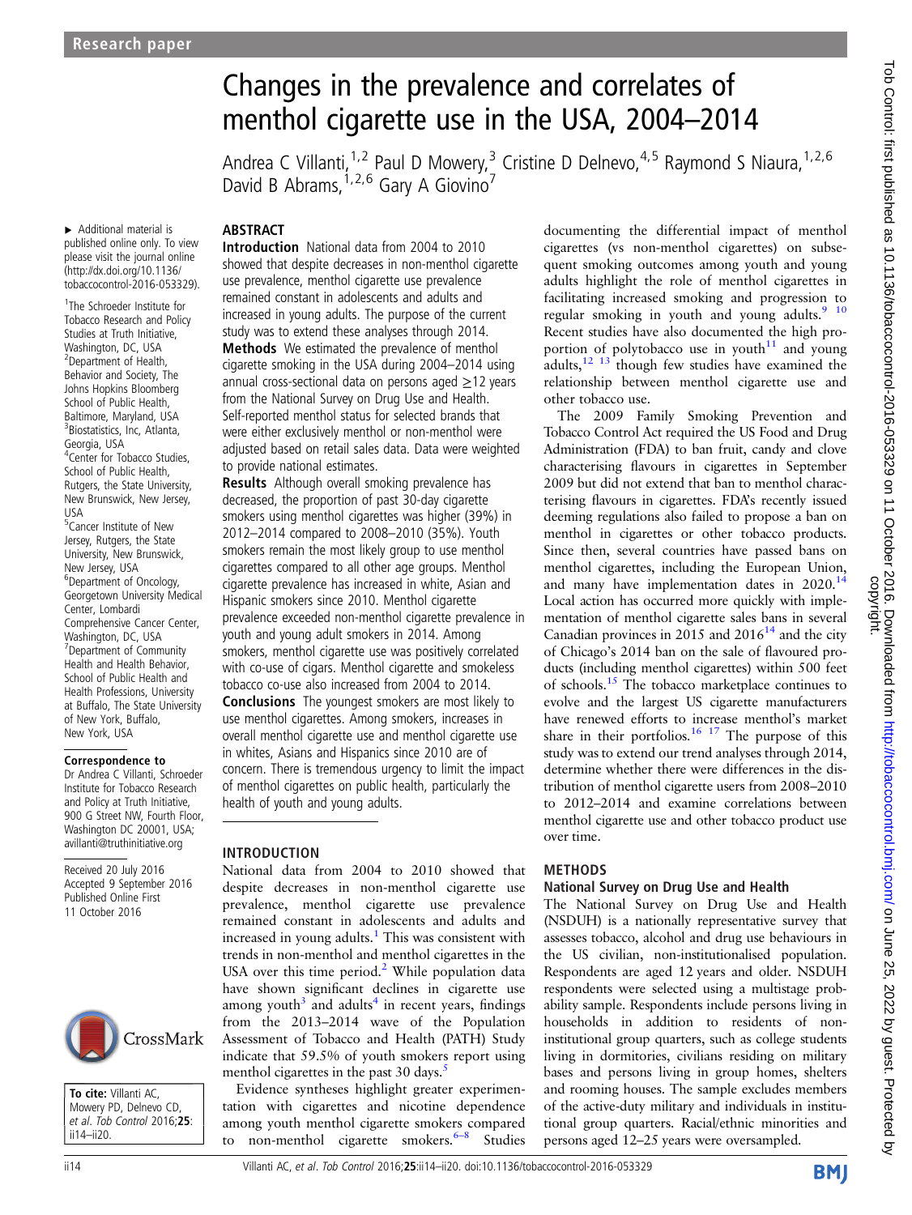Research paper

# Changes in the prevalence and correlates of menthol cigarette use in the USA, 2004–2014

Andrea C Villanti,[1,2] Paul D Mowery,[3] Cristine D Delnevo,[4,5] Raymond S Niaura,[1,2,6] David B Abrams,[1,2,6] Gary A Giovino[7]

▸ Additional material is published online only. To view please visit the journal online (http://dx.doi.org/10.1136/tobaccocontrol-2016-053329).

[1]The Schroeder Institute for Tobacco Research and Policy Studies at Truth Initiative, Washington, DC, USA
[2]Department of Health, Behavior and Society, The Johns Hopkins Bloomberg School of Public Health, Baltimore, Maryland, USA
[3]Biostatistics, Inc, Atlanta, Georgia, USA
[4]Center for Tobacco Studies, School of Public Health, Rutgers, the State University, New Brunswick, New Jersey, USA
[5]Cancer Institute of New Jersey, Rutgers, the State University, New Brunswick, New Jersey, USA
[6]Department of Oncology, Georgetown University Medical Center, Lombardi Comprehensive Cancer Center, Washington, DC, USA
[7]Department of Community Health and Health Behavior, School of Public Health and Health Professions, University at Buffalo, The State University of New York, Buffalo, New York, USA

**Correspondence to**
Dr Andrea C Villanti, Schroeder Institute for Tobacco Research and Policy at Truth Initiative, 900 G Street NW, Fourth Floor, Washington DC 20001, USA; avillanti@truthinitiative.org

Received 20 July 2016
Accepted 9 September 2016
Published Online First 11 October 2016

**To cite:** Villanti AC, Mowery PD, Delnevo CD, et al. *Tob Control* 2016;**25**: ii14–ii20.

## ABSTRACT

**Introduction** National data from 2004 to 2010 showed that despite decreases in non-menthol cigarette use prevalence, menthol cigarette use prevalence remained constant in adolescents and adults and increased in young adults. The purpose of the current study was to extend these analyses through 2014.

**Methods** We estimated the prevalence of menthol cigarette smoking in the USA during 2004–2014 using annual cross-sectional data on persons aged ≥12 years from the National Survey on Drug Use and Health. Self-reported menthol status for selected brands that were either exclusively menthol or non-menthol were adjusted based on retail sales data. Data were weighted to provide national estimates.

**Results** Although overall smoking prevalence has decreased, the proportion of past 30-day cigarette smokers using menthol cigarettes was higher (39%) in 2012–2014 compared to 2008–2010 (35%). Youth smokers remain the most likely group to use menthol cigarettes compared to all other age groups. Menthol cigarette prevalence has increased in white, Asian and Hispanic smokers since 2010. Menthol cigarette prevalence exceeded non-menthol cigarette prevalence in youth and young adult smokers in 2014. Among smokers, menthol cigarette use was positively correlated with co-use of cigars. Menthol cigarette and smokeless tobacco co-use also increased from 2004 to 2014.

**Conclusions** The youngest smokers are most likely to use menthol cigarettes. Among smokers, increases in overall menthol cigarette use and menthol cigarette use in whites, Asians and Hispanics since 2010 are of concern. There is tremendous urgency to limit the impact of menthol cigarettes on public health, particularly the health of youth and young adults.

## INTRODUCTION

National data from 2004 to 2010 showed that despite decreases in non-menthol cigarette use prevalence, menthol cigarette use prevalence remained constant in adolescents and adults and increased in young adults.[1] This was consistent with trends in non-menthol and menthol cigarettes in the USA over this time period.[2] While population data have shown significant declines in cigarette use among youth[3] and adults[4] in recent years, findings from the 2013–2014 wave of the Population Assessment of Tobacco and Health (PATH) Study indicate that 59.5% of youth smokers report using menthol cigarettes in the past 30 days.[5]

Evidence syntheses highlight greater experimentation with cigarettes and nicotine dependence among youth menthol cigarette smokers compared to non-menthol cigarette smokers.[6–8] Studies documenting the differential impact of menthol cigarettes (vs non-menthol cigarettes) on subsequent smoking outcomes among youth and young adults highlight the role of menthol cigarettes in facilitating increased smoking and progression to regular smoking in youth and young adults.[9 10] Recent studies have also documented the high proportion of polytobacco use in youth[11] and young adults,[12 13] though few studies have examined the relationship between menthol cigarette use and other tobacco use.

The 2009 Family Smoking Prevention and Tobacco Control Act required the US Food and Drug Administration (FDA) to ban fruit, candy and clove characterising flavours in cigarettes in September 2009 but did not extend that ban to menthol characterising flavours in cigarettes. FDA's recently issued deeming regulations also failed to propose a ban on menthol in cigarettes or other tobacco products. Since then, several countries have passed bans on menthol cigarettes, including the European Union, and many have implementation dates in 2020.[14] Local action has occurred more quickly with implementation of menthol cigarette sales bans in several Canadian provinces in 2015 and 2016[14] and the city of Chicago's 2014 ban on the sale of flavoured products (including menthol cigarettes) within 500 feet of schools.[15] The tobacco marketplace continues to evolve and the largest US cigarette manufacturers have renewed efforts to increase menthol's market share in their portfolios.[16 17] The purpose of this study was to extend our trend analyses through 2014, determine whether there were differences in the distribution of menthol cigarette users from 2008–2010 to 2012–2014 and examine correlations between menthol cigarette use and other tobacco product use over time.

## METHODS

### National Survey on Drug Use and Health

The National Survey on Drug Use and Health (NSDUH) is a nationally representative survey that assesses tobacco, alcohol and drug use behaviours in the US civilian, non-institutionalised population. Respondents are aged 12 years and older. NSDUH respondents were selected using a multistage probability sample. Respondents include persons living in households in addition to residents of non-institutional group quarters, such as college students living in dormitories, civilians residing on military bases and persons living in group homes, shelters and rooming houses. The sample excludes members of the active-duty military and individuals in institutional group quarters. Racial/ethnic minorities and persons aged 12–25 years were oversampled.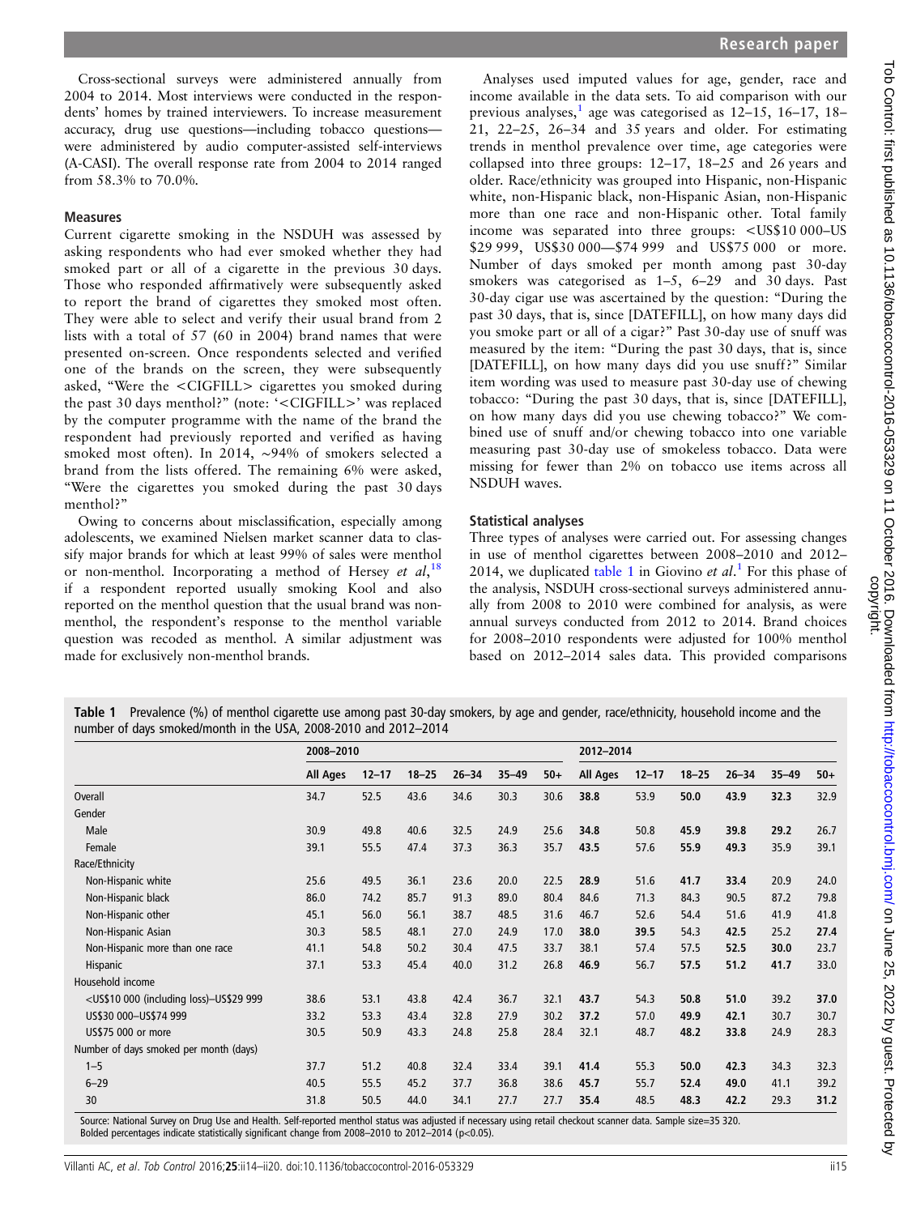Cross-sectional surveys were administered annually from 2004 to 2014. Most interviews were conducted in the respondents' homes by trained interviewers. To increase measurement accuracy, drug use questions—including tobacco questions—were administered by audio computer-assisted self-interviews (A-CASI). The overall response rate from 2004 to 2014 ranged from 58.3% to 70.0%.

### Measures

Current cigarette smoking in the NSDUH was assessed by asking respondents who had ever smoked whether they had smoked part or all of a cigarette in the previous 30 days. Those who responded affirmatively were subsequently asked to report the brand of cigarettes they smoked most often. They were able to select and verify their usual brand from 2 lists with a total of 57 (60 in 2004) brand names that were presented on-screen. Once respondents selected and verified one of the brands on the screen, they were subsequently asked, "Were the <CIGFILL> cigarettes you smoked during the past 30 days menthol?" (note: '<CIGFILL>' was replaced by the computer programme with the name of the brand the respondent had previously reported and verified as having smoked most often). In 2014, ∼94% of smokers selected a brand from the lists offered. The remaining 6% were asked, "Were the cigarettes you smoked during the past 30 days menthol?"

Owing to concerns about misclassification, especially among adolescents, we examined Nielsen market scanner data to classify major brands for which at least 99% of sales were menthol or non-menthol. Incorporating a method of Hersey *et al*,[18] if a respondent reported usually smoking Kool and also reported on the menthol question that the usual brand was non-menthol, the respondent's response to the menthol variable question was recoded as menthol. A similar adjustment was made for exclusively non-menthol brands.

Analyses used imputed values for age, gender, race and income available in the data sets. To aid comparison with our previous analyses,[1] age was categorised as 12–15, 16–17, 18–21, 22–25, 26–34 and 35 years and older. For estimating trends in menthol prevalence over time, age categories were collapsed into three groups: 12–17, 18–25 and 26 years and older. Race/ethnicity was grouped into Hispanic, non-Hispanic white, non-Hispanic black, non-Hispanic Asian, non-Hispanic more than one race and non-Hispanic other. Total family income was separated into three groups: <US$10 000–US $29 999, US$30 000—$74 999 and US$75 000 or more. Number of days smoked per month among past 30-day smokers was categorised as 1–5, 6–29 and 30 days. Past 30-day cigar use was ascertained by the question: "During the past 30 days, that is, since [DATEFILL], on how many days did you smoke part or all of a cigar?" Past 30-day use of snuff was measured by the item: "During the past 30 days, that is, since [DATEFILL], on how many days did you use snuff?" Similar item wording was used to measure past 30-day use of chewing tobacco: "During the past 30 days, that is, since [DATEFILL], on how many days did you use chewing tobacco?" We combined use of snuff and/or chewing tobacco into one variable measuring past 30-day use of smokeless tobacco. Data were missing for fewer than 2% on tobacco use items across all NSDUH waves.

### Statistical analyses

Three types of analyses were carried out. For assessing changes in use of menthol cigarettes between 2008–2010 and 2012–2014, we duplicated table 1 in Giovino *et al*.[1] For this phase of the analysis, NSDUH cross-sectional surveys administered annually from 2008 to 2010 were combined for analysis, as were annual surveys conducted from 2012 to 2014. Brand choices for 2008–2010 respondents were adjusted for 100% menthol based on 2012–2014 sales data. This provided comparisons

**Table 1** Prevalence (%) of menthol cigarette use among past 30-day smokers, by age and gender, race/ethnicity, household income and the number of days smoked/month in the USA, 2008-2010 and 2012–2014

| | 2008–2010 | | | | | | 2012–2014 | | | | | |
|---|---|---|---|---|---|---|---|---|---|---|---|---|
| | All Ages | 12–17 | 18–25 | 26–34 | 35–49 | 50+ | All Ages | 12–17 | 18–25 | 26–34 | 35–49 | 50+ |
| Overall | 34.7 | 52.5 | 43.6 | 34.6 | 30.3 | 30.6 | **38.8** | 53.9 | **50.0** | **43.9** | 32.3 | 32.9 |
| Gender | | | | | | | | | | | | |
| Male | 30.9 | 49.8 | 40.6 | 32.5 | 24.9 | 25.6 | **34.8** | 50.8 | **45.9** | **39.8** | **29.2** | 26.7 |
| Female | 39.1 | 55.5 | 47.4 | 37.3 | 36.3 | 35.7 | **43.5** | 57.6 | **55.9** | **49.3** | 35.9 | 39.1 |
| Race/Ethnicity | | | | | | | | | | | | |
| Non-Hispanic white | 25.6 | 49.5 | 36.1 | 23.6 | 20.0 | 22.5 | **28.9** | 51.6 | **41.7** | **33.4** | 20.9 | 24.0 |
| Non-Hispanic black | 86.0 | 74.2 | 85.7 | 91.3 | 89.0 | 80.4 | 84.6 | 71.3 | 84.3 | 90.5 | 87.2 | 79.8 |
| Non-Hispanic other | 45.1 | 56.0 | 56.1 | 38.7 | 48.5 | 31.6 | 46.7 | 52.6 | 54.4 | 51.6 | 41.9 | 41.8 |
| Non-Hispanic Asian | 30.3 | 58.5 | 48.1 | 27.0 | 24.9 | 17.0 | **38.0** | **39.5** | 54.3 | **42.5** | 25.2 | **27.4** |
| Non-Hispanic more than one race | 41.1 | 54.8 | 50.2 | 30.4 | 47.5 | 33.7 | 38.1 | 57.4 | 57.5 | **52.5** | **30.0** | 23.7 |
| Hispanic | 37.1 | 53.3 | 45.4 | 40.0 | 31.2 | 26.8 | **46.9** | 56.7 | **57.5** | **51.2** | **41.7** | 33.0 |
| Household income | | | | | | | | | | | | |
| <US$10 000 (including loss)–US$29 999 | 38.6 | 53.1 | 43.8 | 42.4 | 36.7 | 32.1 | **43.7** | 54.3 | **50.8** | **51.0** | 39.2 | **37.0** |
| US$30 000–US$74 999 | 33.2 | 53.3 | 43.4 | 32.8 | 27.9 | 30.2 | **37.2** | 57.0 | **49.9** | **42.1** | 30.7 | 30.7 |
| US$75 000 or more | 30.5 | 50.9 | 43.3 | 24.8 | 25.8 | 28.4 | 32.1 | 48.7 | **48.2** | **33.8** | 24.9 | 28.3 |
| Number of days smoked per month (days) | | | | | | | | | | | | |
| 1–5 | 37.7 | 51.2 | 40.8 | 32.4 | 33.4 | 39.1 | **41.4** | 55.3 | **50.0** | **42.3** | 34.3 | 32.3 |
| 6–29 | 40.5 | 55.5 | 45.2 | 37.7 | 36.8 | 38.6 | **45.7** | 55.7 | **52.4** | **49.0** | 41.1 | 39.2 |
| 30 | 31.8 | 50.5 | 44.0 | 34.1 | 27.7 | 27.7 | **35.4** | 48.5 | **48.3** | **42.2** | 29.3 | **31.2** |

Source: National Survey on Drug Use and Health. Self-reported menthol status was adjusted if necessary using retail checkout scanner data. Sample size=35 320.
Bolded percentages indicate statistically significant change from 2008–2010 to 2012–2014 ($p<0.05$).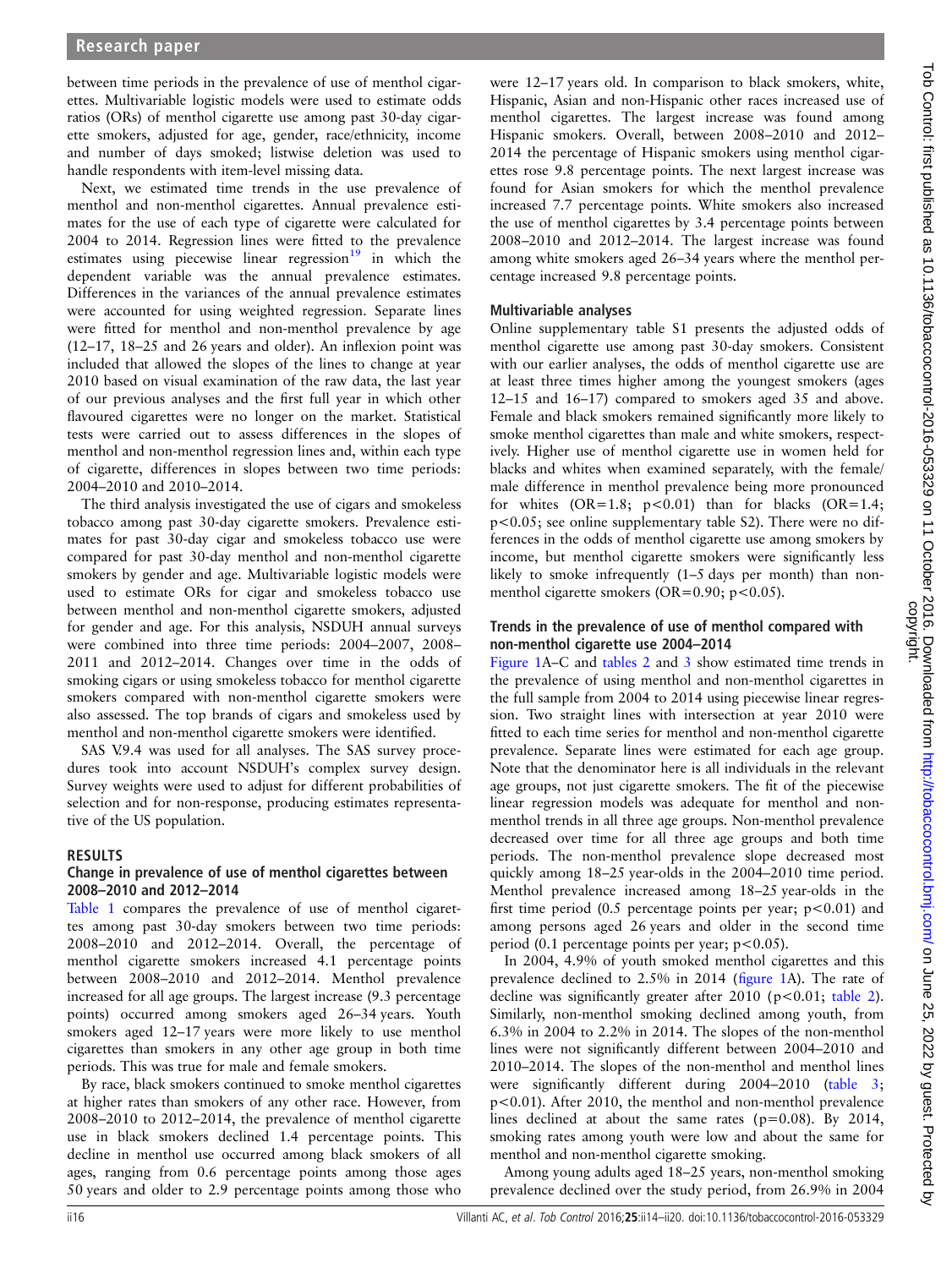between time periods in the prevalence of use of menthol cigarettes. Multivariable logistic models were used to estimate odds ratios (ORs) of menthol cigarette use among past 30-day cigarette smokers, adjusted for age, gender, race/ethnicity, income and number of days smoked; listwise deletion was used to handle respondents with item-level missing data.

Next, we estimated time trends in the use prevalence of menthol and non-menthol cigarettes. Annual prevalence estimates for the use of each type of cigarette were calculated for 2004 to 2014. Regression lines were fitted to the prevalence estimates using piecewise linear regression[19] in which the dependent variable was the annual prevalence estimates. Differences in the variances of the annual prevalence estimates were accounted for using weighted regression. Separate lines were fitted for menthol and non-menthol prevalence by age (12–17, 18–25 and 26 years and older). An inflexion point was included that allowed the slopes of the lines to change at year 2010 based on visual examination of the raw data, the last year of our previous analyses and the first full year in which other flavoured cigarettes were no longer on the market. Statistical tests were carried out to assess differences in the slopes of menthol and non-menthol regression lines and, within each type of cigarette, differences in slopes between two time periods: 2004–2010 and 2010–2014.

The third analysis investigated the use of cigars and smokeless tobacco among past 30-day cigarette smokers. Prevalence estimates for past 30-day cigar and smokeless tobacco use were compared for past 30-day menthol and non-menthol cigarette smokers by gender and age. Multivariable logistic models were used to estimate ORs for cigar and smokeless tobacco use between menthol and non-menthol cigarette smokers, adjusted for gender and age. For this analysis, NSDUH annual surveys were combined into three time periods: 2004–2007, 2008–2011 and 2012–2014. Changes over time in the odds of smoking cigars or using smokeless tobacco for menthol cigarette smokers compared with non-menthol cigarette smokers were also assessed. The top brands of cigars and smokeless used by menthol and non-menthol cigarette smokers were identified.

SAS V.9.4 was used for all analyses. The SAS survey procedures took into account NSDUH's complex survey design. Survey weights were used to adjust for different probabilities of selection and for non-response, producing estimates representative of the US population.

## RESULTS

### Change in prevalence of use of menthol cigarettes between 2008–2010 and 2012–2014

Table 1 compares the prevalence of use of menthol cigarettes among past 30-day smokers between two time periods: 2008–2010 and 2012–2014. Overall, the percentage of menthol cigarette smokers increased 4.1 percentage points between 2008–2010 and 2012–2014. Menthol prevalence increased for all age groups. The largest increase (9.3 percentage points) occurred among smokers aged 26–34 years. Youth smokers aged 12–17 years were more likely to use menthol cigarettes than smokers in any other age group in both time periods. This was true for male and female smokers.

By race, black smokers continued to smoke menthol cigarettes at higher rates than smokers of any other race. However, from 2008–2010 to 2012–2014, the prevalence of menthol cigarette use in black smokers declined 1.4 percentage points. This decline in menthol use occurred among black smokers of all ages, ranging from 0.6 percentage points among those ages 50 years and older to 2.9 percentage points among those who were 12–17 years old. In comparison to black smokers, white, Hispanic, Asian and non-Hispanic other races increased use of menthol cigarettes. The largest increase was found among Hispanic smokers. Overall, between 2008–2010 and 2012–2014 the percentage of Hispanic smokers using menthol cigarettes rose 9.8 percentage points. The next largest increase was found for Asian smokers for which the menthol prevalence increased 7.7 percentage points. White smokers also increased the use of menthol cigarettes by 3.4 percentage points between 2008–2010 and 2012–2014. The largest increase was found among white smokers aged 26–34 years where the menthol percentage increased 9.8 percentage points.

### Multivariable analyses

Online supplementary table S1 presents the adjusted odds of menthol cigarette use among past 30-day smokers. Consistent with our earlier analyses, the odds of menthol cigarette use are at least three times higher among the youngest smokers (ages 12–15 and 16–17) compared to smokers aged 35 and above. Female and black smokers remained significantly more likely to smoke menthol cigarettes than male and white smokers, respectively. Higher use of menthol cigarette use in women held for blacks and whites when examined separately, with the female/male difference in menthol prevalence being more pronounced for whites (OR=1.8; $p<0.01$) than for blacks (OR=1.4; $p<0.05$; see online supplementary table S2). There were no differences in the odds of menthol cigarette use among smokers by income, but menthol cigarette smokers were significantly less likely to smoke infrequently (1–5 days per month) than non-menthol cigarette smokers (OR=0.90; $p<0.05$).

### Trends in the prevalence of use of menthol compared with non-menthol cigarette use 2004–2014

Figure 1A–C and tables 2 and 3 show estimated time trends in the prevalence of using menthol and non-menthol cigarettes in the full sample from 2004 to 2014 using piecewise linear regression. Two straight lines with intersection at year 2010 were fitted to each time series for menthol and non-menthol cigarette prevalence. Separate lines were estimated for each age group. Note that the denominator here is all individuals in the relevant age groups, not just cigarette smokers. The fit of the piecewise linear regression models was adequate for menthol and non-menthol trends in all three age groups. Non-menthol prevalence decreased over time for all three age groups and both time periods. The non-menthol prevalence slope decreased most quickly among 18–25 year-olds in the 2004–2010 time period. Menthol prevalence increased among 18–25 year-olds in the first time period (0.5 percentage points per year; $p<0.01$) and among persons aged 26 years and older in the second time period (0.1 percentage points per year; $p<0.05$).

In 2004, 4.9% of youth smoked menthol cigarettes and this prevalence declined to 2.5% in 2014 (figure 1A). The rate of decline was significantly greater after 2010 ($p<0.01$; table 2). Similarly, non-menthol smoking declined among youth, from 6.3% in 2004 to 2.2% in 2014. The slopes of the non-menthol lines were not significantly different between 2004–2010 and 2010–2014. The slopes of the non-menthol and menthol lines were significantly different during 2004–2010 (table 3; $p<0.01$). After 2010, the menthol and non-menthol prevalence lines declined at about the same rates ($p=0.08$). By 2014, smoking rates among youth were low and about the same for menthol and non-menthol cigarette smoking.

Among young adults aged 18–25 years, non-menthol smoking prevalence declined over the study period, from 26.9% in 2004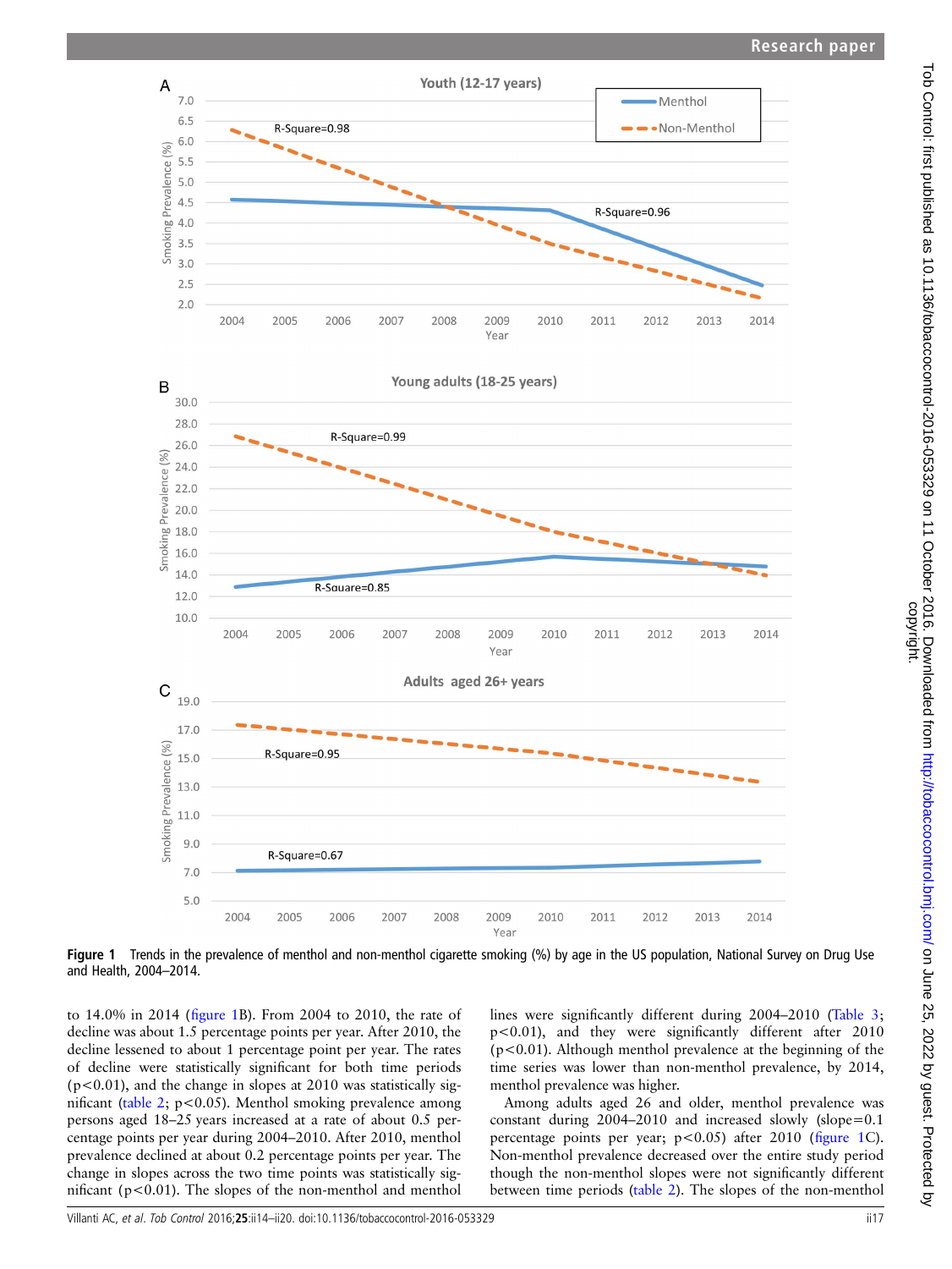A

Youth (12-17 years)

Menthol

Non-Menthol

7.0
6.5
6.0
5.5
5.0
4.5
4.0
3.5
3.0
2.5
2.0

Smoking Prevalence (%)

R-Square=0.98

R-Square=0.96

2004 2005 2006 2007 2008 2009 2010 2011 2012 2013 2014

Year

B

Young adults (18-25 years)

30.0
28.0
26.0
24.0
22.0
20.0
18.0
16.0
14.0
12.0
10.0

Smoking Prevalence (%)

R-Square=0.99

R-Square=0.85

2004 2005 2006 2007 2008 2009 2010 2011 2012 2013 2014

Year

C

Adults aged 26+ years

19.0
17.0
15.0
13.0
11.0
9.0
7.0
5.0

Smoking Prevalence (%)

R-Square=0.95

R-Square=0.67

2004 2005 2006 2007 2008 2009 2010 2011 2012 2013 2014

Year

**Figure 1** Trends in the prevalence of menthol and non-menthol cigarette smoking (%) by age in the US population, National Survey on Drug Use and Health, 2004–2014.

to 14.0% in 2014 (figure 1B). From 2004 to 2010, the rate of decline was about 1.5 percentage points per year. After 2010, the decline lessened to about 1 percentage point per year. The rates of decline were statistically significant for both time periods ($p<0.01$), and the change in slopes at 2010 was statistically significant (table 2; $p<0.05$). Menthol smoking prevalence among persons aged 18–25 years increased at a rate of about 0.5 percentage points per year during 2004–2010. After 2010, menthol prevalence declined at about 0.2 percentage points per year. The change in slopes across the two time points was statistically significant ($p<0.01$). The slopes of the non-menthol and menthol lines were significantly different during 2004–2010 (Table 3; $p<0.01$), and they were significantly different after 2010 ($p<0.01$). Although menthol prevalence at the beginning of the time series was lower than non-menthol prevalence, by 2014, menthol prevalence was higher.

Among adults aged 26 and older, menthol prevalence was constant during 2004–2010 and increased slowly (slope=0.1 percentage points per year; $p<0.05$) after 2010 (figure 1C). Non-menthol prevalence decreased over the entire study period though the non-menthol slopes were not significantly different between time periods (table 2). The slopes of the non-menthol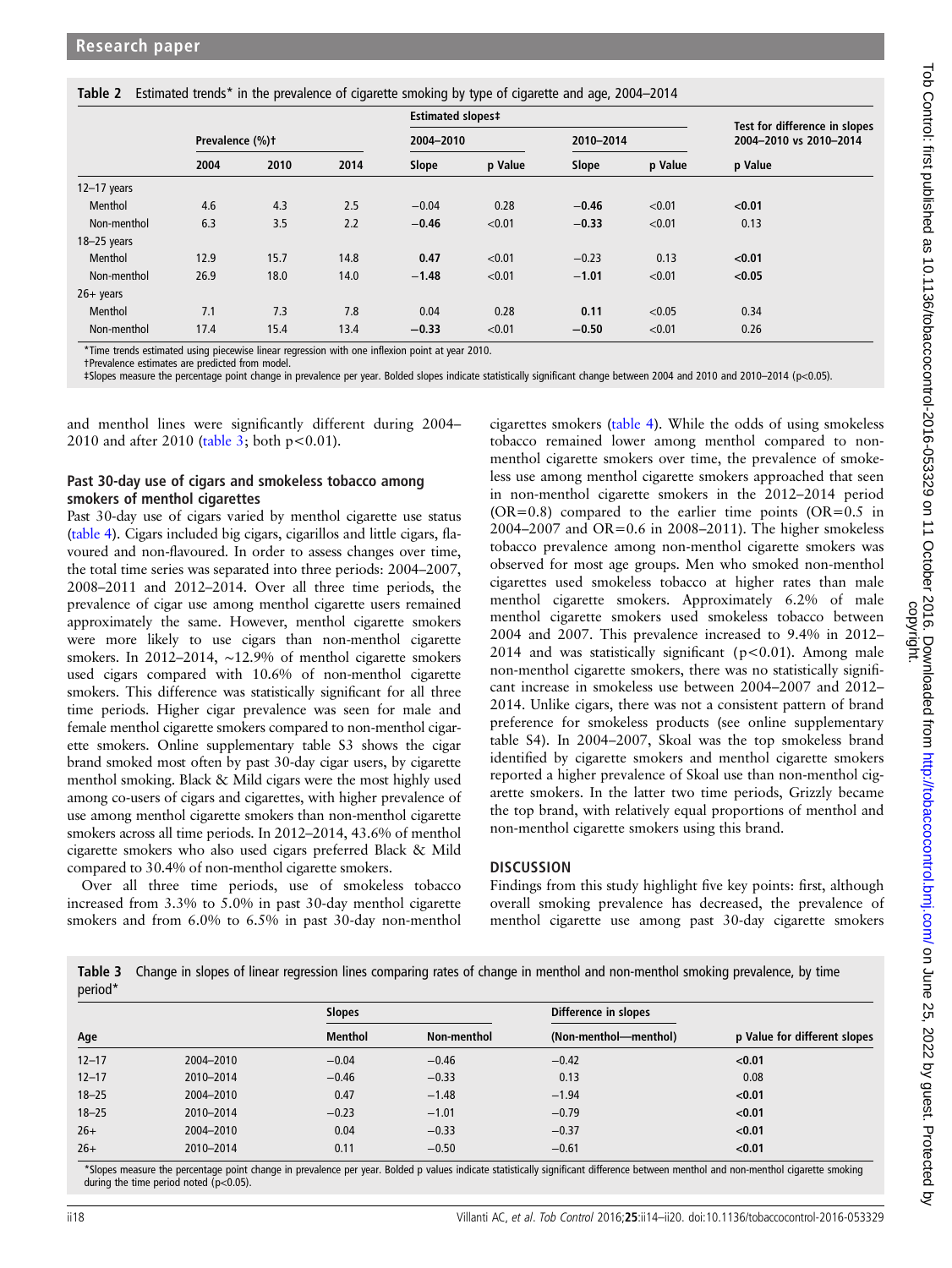**Table 2** Estimated trends* in the prevalence of cigarette smoking by type of cigarette and age, 2004–2014

| | Prevalence (%)† | | | Estimated slopes‡ | | | | Test for difference in slopes 2004–2010 vs 2010–2014 |
|---|---|---|---|---|---|---|---|---|
| | | | | 2004–2010 | | 2010–2014 | | |
| | 2004 | 2010 | 2014 | Slope | p Value | Slope | p Value | p Value |
| 12–17 years | | | | | | | | |
| Menthol | 4.6 | 4.3 | 2.5 | −0.04 | 0.28 | **−0.46** | <0.01 | **<0.01** |
| Non-menthol | 6.3 | 3.5 | 2.2 | **−0.46** | <0.01 | **−0.33** | <0.01 | 0.13 |
| 18–25 years | | | | | | | | |
| Menthol | 12.9 | 15.7 | 14.8 | **0.47** | <0.01 | −0.23 | 0.13 | **<0.01** |
| Non-menthol | 26.9 | 18.0 | 14.0 | **−1.48** | <0.01 | **−1.01** | <0.01 | **<0.05** |
| 26+ years | | | | | | | | |
| Menthol | 7.1 | 7.3 | 7.8 | 0.04 | 0.28 | **0.11** | <0.05 | 0.34 |
| Non-menthol | 17.4 | 15.4 | 13.4 | **−0.33** | <0.01 | **−0.50** | <0.01 | 0.26 |

*Time trends estimated using piecewise linear regression with one inflexion point at year 2010.
†Prevalence estimates are predicted from model.
‡Slopes measure the percentage point change in prevalence per year. Bolded slopes indicate statistically significant change between 2004 and 2010 and 2010–2014 ($p<0.05$).

and menthol lines were significantly different during 2004–2010 and after 2010 (table 3; both $p<0.01$).

### Past 30-day use of cigars and smokeless tobacco among smokers of menthol cigarettes

Past 30-day use of cigars varied by menthol cigarette use status (table 4). Cigars included big cigars, cigarillos and little cigars, flavoured and non-flavoured. In order to assess changes over time, the total time series was separated into three periods: 2004–2007, 2008–2011 and 2012–2014. Over all three time periods, the prevalence of cigar use among menthol cigarette users remained approximately the same. However, menthol cigarette smokers were more likely to use cigars than non-menthol cigarette smokers. In 2012–2014, ∼12.9% of menthol cigarette smokers used cigars compared with 10.6% of non-menthol cigarette smokers. This difference was statistically significant for all three time periods. Higher cigar prevalence was seen for male and female menthol cigarette smokers compared to non-menthol cigarette smokers. Online supplementary table S3 shows the cigar brand smoked most often by past 30-day cigar users, by cigarette menthol smoking. Black & Mild cigars were the most highly used among co-users of cigars and cigarettes, with higher prevalence of use among menthol cigarette smokers than non-menthol cigarette smokers across all time periods. In 2012–2014, 43.6% of menthol cigarette smokers who also used cigars preferred Black & Mild compared to 30.4% of non-menthol cigarette smokers.

Over all three time periods, use of smokeless tobacco increased from 3.3% to 5.0% in past 30-day menthol cigarette smokers and from 6.0% to 6.5% in past 30-day non-menthol cigarettes smokers (table 4). While the odds of using smokeless tobacco remained lower among menthol compared to non-menthol cigarette smokers over time, the prevalence of smokeless use among menthol cigarette smokers approached that seen in non-menthol cigarette smokers in the 2012–2014 period (OR=0.8) compared to the earlier time points (OR=0.5 in 2004–2007 and OR=0.6 in 2008–2011). The higher smokeless tobacco prevalence among non-menthol cigarette smokers was observed for most age groups. Men who smoked non-menthol cigarettes used smokeless tobacco at higher rates than male menthol cigarette smokers. Approximately 6.2% of male menthol cigarette smokers used smokeless tobacco between 2004 and 2007. This prevalence increased to 9.4% in 2012–2014 and was statistically significant ($p<0.01$). Among male non-menthol cigarette smokers, there was no statistically significant increase in smokeless use between 2004–2007 and 2012–2014. Unlike cigars, there was not a consistent pattern of brand preference for smokeless products (see online supplementary table S4). In 2004–2007, Skoal was the top smokeless brand identified by cigarette smokers and menthol cigarette smokers reported a higher prevalence of Skoal use than non-menthol cigarette smokers. In the latter two time periods, Grizzly became the top brand, with relatively equal proportions of menthol and non-menthol cigarette smokers using this brand.

## DISCUSSION

Findings from this study highlight five key points: first, although overall smoking prevalence has decreased, the prevalence of menthol cigarette use among past 30-day cigarette smokers

**Table 3** Change in slopes of linear regression lines comparing rates of change in menthol and non-menthol smoking prevalence, by time period*

| Age | | Slopes | | Difference in slopes | |
|---|---|---|---|---|---|
| | | Menthol | Non-menthol | (Non-menthol—menthol) | p Value for different slopes |
| 12–17 | 2004–2010 | −0.04 | −0.46 | −0.42 | **<0.01** |
| 12–17 | 2010–2014 | −0.46 | −0.33 | 0.13 | 0.08 |
| 18–25 | 2004–2010 | 0.47 | −1.48 | −1.94 | **<0.01** |
| 18–25 | 2010–2014 | −0.23 | −1.01 | −0.79 | **<0.01** |
| 26+ | 2004–2010 | 0.04 | −0.33 | −0.37 | **<0.01** |
| 26+ | 2010–2014 | 0.11 | −0.50 | −0.61 | **<0.01** |

*Slopes measure the percentage point change in prevalence per year. Bolded p values indicate statistically significant difference between menthol and non-menthol cigarette smoking during the time period noted ($p<0.05$).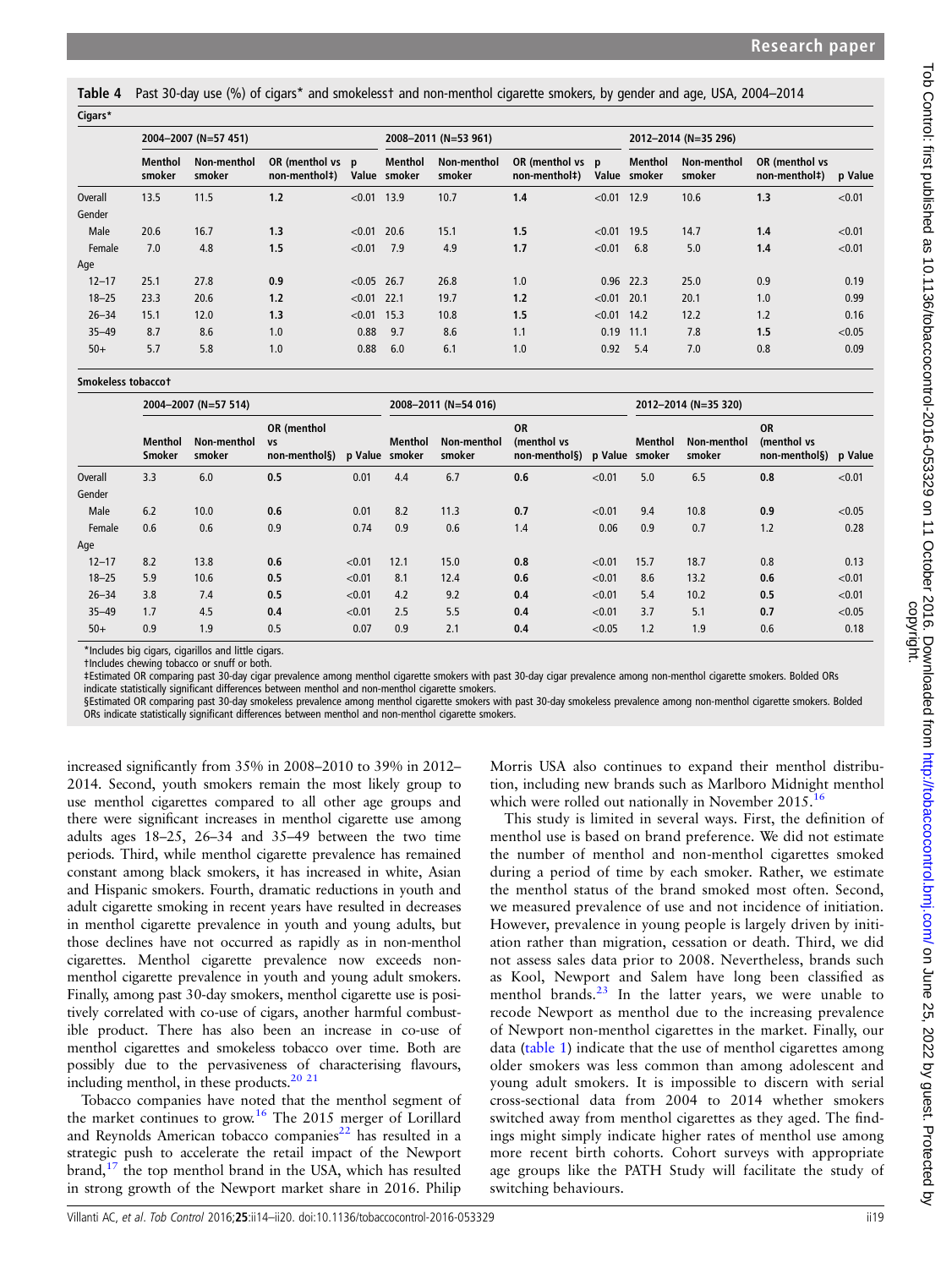**Table 4** Past 30-day use (%) of cigars* and smokeless† and non-menthol cigarette smokers, by gender and age, USA, 2004–2014

**Cigars***

| | 2004–2007 (N=57 451) | | | | 2008–2011 (N=53 961) | | | | 2012–2014 (N=35 296) | | | |
|---|---|---|---|---|---|---|---|---|---|---|---|---|
| | Menthol smoker | Non-menthol smoker | OR (menthol vs non-menthol‡) | p Value | Menthol smoker | Non-menthol smoker | OR (menthol vs non-menthol‡) | p Value | Menthol smoker | Non-menthol smoker | OR (menthol vs non-menthol‡) | p Value |
| Overall | 13.5 | 11.5 | **1.2** | <0.01 | 13.9 | 10.7 | **1.4** | <0.01 | 12.9 | 10.6 | **1.3** | <0.01 |
| Gender | | | | | | | | | | | | |
| Male | 20.6 | 16.7 | **1.3** | <0.01 | 20.6 | 15.1 | **1.5** | <0.01 | 19.5 | 14.7 | **1.4** | <0.01 |
| Female | 7.0 | 4.8 | **1.5** | <0.01 | 7.9 | 4.9 | **1.7** | <0.01 | 6.8 | 5.0 | **1.4** | <0.01 |
| Age | | | | | | | | | | | | |
| 12–17 | 25.1 | 27.8 | **0.9** | <0.05 | 26.7 | 26.8 | 1.0 | 0.96 | 22.3 | 25.0 | 0.9 | 0.19 |
| 18–25 | 23.3 | 20.6 | **1.2** | <0.01 | 22.1 | 19.7 | **1.2** | <0.01 | 20.1 | 20.1 | 1.0 | 0.99 |
| 26–34 | 15.1 | 12.0 | **1.3** | <0.01 | 15.3 | 10.8 | **1.5** | <0.01 | 14.2 | 12.2 | 1.2 | 0.16 |
| 35–49 | 8.7 | 8.6 | 1.0 | 0.88 | 9.7 | 8.6 | 1.1 | 0.19 | 11.1 | 7.8 | **1.5** | <0.05 |
| 50+ | 5.7 | 5.8 | 1.0 | 0.88 | 6.0 | 6.1 | 1.0 | 0.92 | 5.4 | 7.0 | 0.8 | 0.09 |

**Smokeless tobacco†**

| | 2004–2007 (N=57 514) | | | | 2008–2011 (N=54 016) | | | | 2012–2014 (N=35 320) | | | |
|---|---|---|---|---|---|---|---|---|---|---|---|---|
| | Menthol Smoker | Non-menthol smoker | OR (menthol vs non-menthol§) | p Value | Menthol smoker | Non-menthol smoker | OR (menthol vs non-menthol§) | p Value | Menthol smoker | Non-menthol smoker | OR (menthol vs non-menthol§) | p Value |
| Overall | 3.3 | 6.0 | **0.5** | 0.01 | 4.4 | 6.7 | **0.6** | <0.01 | 5.0 | 6.5 | **0.8** | <0.01 |
| Gender | | | | | | | | | | | | |
| Male | 6.2 | 10.0 | **0.6** | 0.01 | 8.2 | 11.3 | **0.7** | <0.01 | 9.4 | 10.8 | **0.9** | <0.05 |
| Female | 0.6 | 0.6 | 0.9 | 0.74 | 0.9 | 0.6 | 1.4 | 0.06 | 0.9 | 0.7 | 1.2 | 0.28 |
| Age | | | | | | | | | | | | |
| 12–17 | 8.2 | 13.8 | **0.6** | <0.01 | 12.1 | 15.0 | **0.8** | <0.01 | 15.7 | 18.7 | 0.8 | 0.13 |
| 18–25 | 5.9 | 10.6 | **0.5** | <0.01 | 8.1 | 12.4 | **0.6** | <0.01 | 8.6 | 13.2 | **0.6** | <0.01 |
| 26–34 | 3.8 | 7.4 | **0.5** | <0.01 | 4.2 | 9.2 | **0.4** | <0.01 | 5.4 | 10.2 | **0.5** | <0.01 |
| 35–49 | 1.7 | 4.5 | **0.4** | <0.01 | 2.5 | 5.5 | **0.4** | <0.01 | 3.7 | 5.1 | **0.7** | <0.05 |
| 50+ | 0.9 | 1.9 | 0.5 | 0.07 | 0.9 | 2.1 | **0.4** | <0.05 | 1.2 | 1.9 | 0.6 | 0.18 |

*Includes big cigars, cigarillos and little cigars.
†Includes chewing tobacco or snuff or both.
‡Estimated OR comparing past 30-day cigar prevalence among menthol cigarette smokers with past 30-day cigar prevalence among non-menthol cigarette smokers. Bolded ORs indicate statistically significant differences between menthol and non-menthol cigarette smokers.
§Estimated OR comparing past 30-day smokeless prevalence among menthol cigarette smokers with past 30-day smokeless prevalence among non-menthol cigarette smokers. Bolded ORs indicate statistically significant differences between menthol and non-menthol cigarette smokers.

increased significantly from 35% in 2008–2010 to 39% in 2012–2014. Second, youth smokers remain the most likely group to use menthol cigarettes compared to all other age groups and there were significant increases in menthol cigarette use among adults ages 18–25, 26–34 and 35–49 between the two time periods. Third, while menthol cigarette prevalence has remained constant among black smokers, it has increased in white, Asian and Hispanic smokers. Fourth, dramatic reductions in youth and adult cigarette smoking in recent years have resulted in decreases in menthol cigarette prevalence in youth and young adults, but those declines have not occurred as rapidly as in non-menthol cigarettes. Menthol cigarette prevalence now exceeds non-menthol cigarette prevalence in youth and young adult smokers. Finally, among past 30-day smokers, menthol cigarette use is positively correlated with co-use of cigars, another harmful combustible product. There has also been an increase in co-use of menthol cigarettes and smokeless tobacco over time. Both are possibly due to the pervasiveness of characterising flavours, including menthol, in these products.[20 21]

Tobacco companies have noted that the menthol segment of the market continues to grow.[16] The 2015 merger of Lorillard and Reynolds American tobacco companies[22] has resulted in a strategic push to accelerate the retail impact of the Newport brand,[17] the top menthol brand in the USA, which has resulted in strong growth of the Newport market share in 2016. Philip Morris USA also continues to expand their menthol distribution, including new brands such as Marlboro Midnight menthol which were rolled out nationally in November 2015.[16]

This study is limited in several ways. First, the definition of menthol use is based on brand preference. We did not estimate the number of menthol and non-menthol cigarettes smoked during a period of time by each smoker. Rather, we estimate the menthol status of the brand smoked most often. Second, we measured prevalence of use and not incidence of initiation. However, prevalence in young people is largely driven by initiation rather than migration, cessation or death. Third, we did not assess sales data prior to 2008. Nevertheless, brands such as Kool, Newport and Salem have long been classified as menthol brands.[23] In the latter years, we were unable to recode Newport as menthol due to the increasing prevalence of Newport non-menthol cigarettes in the market. Finally, our data (table 1) indicate that the use of menthol cigarettes among older smokers was less common than among adolescent and young adult smokers. It is impossible to discern with serial cross-sectional data from 2004 to 2014 whether smokers switched away from menthol cigarettes as they aged. The findings might simply indicate higher rates of menthol use among more recent birth cohorts. Cohort surveys with appropriate age groups like the PATH Study will facilitate the study of switching behaviours.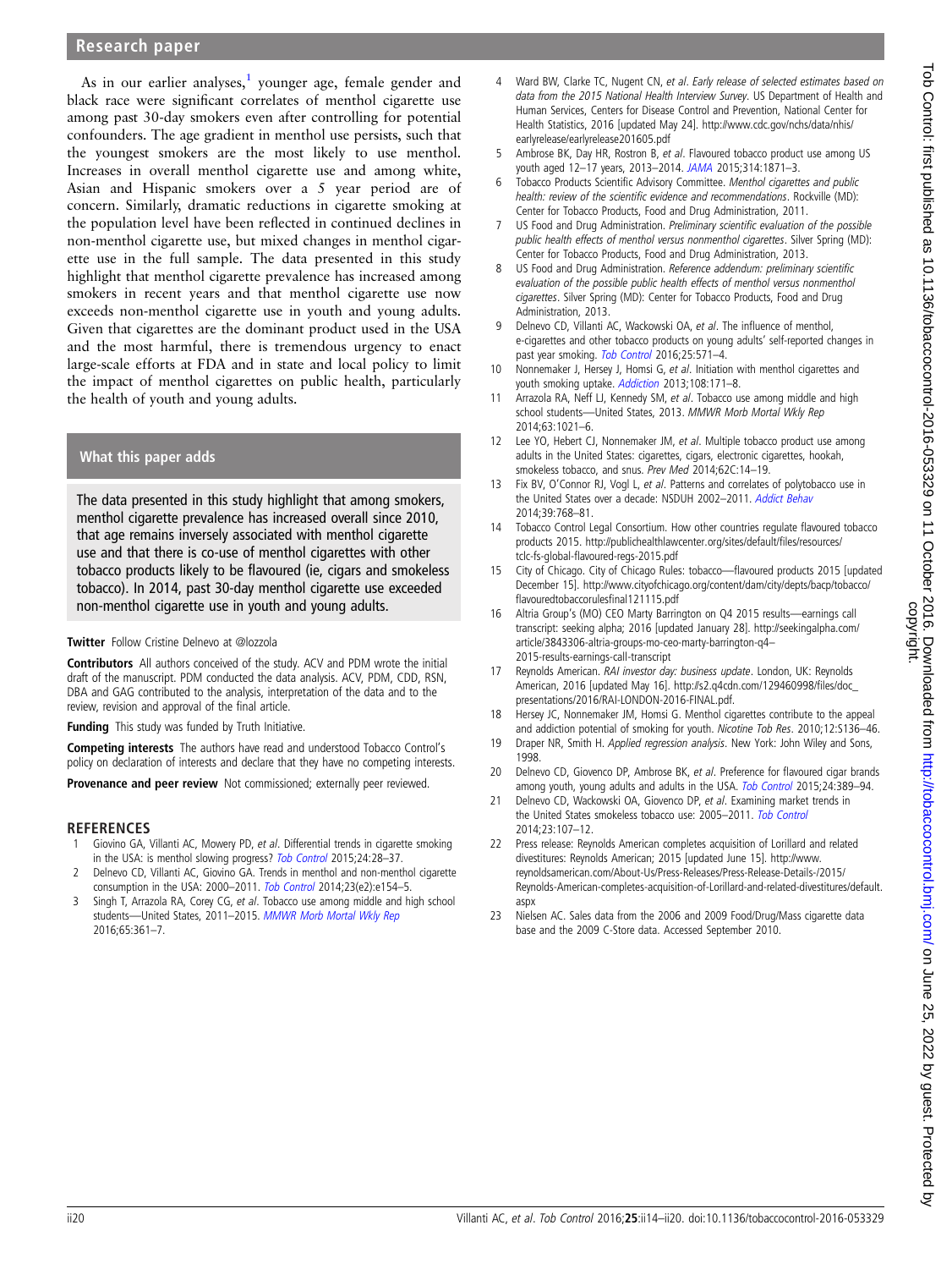As in our earlier analyses,[1] younger age, female gender and black race were significant correlates of menthol cigarette use among past 30-day smokers even after controlling for potential confounders. The age gradient in menthol use persists, such that the youngest smokers are the most likely to use menthol. Increases in overall menthol cigarette use and among white, Asian and Hispanic smokers over a 5 year period are of concern. Similarly, dramatic reductions in cigarette smoking at the population level have been reflected in continued declines in non-menthol cigarette use, but mixed changes in menthol cigarette use in the full sample. The data presented in this study highlight that menthol cigarette prevalence has increased among smokers in recent years and that menthol cigarette use now exceeds non-menthol cigarette use in youth and young adults. Given that cigarettes are the dominant product used in the USA and the most harmful, there is tremendous urgency to enact large-scale efforts at FDA and in state and local policy to limit the impact of menthol cigarettes on public health, particularly the health of youth and young adults.

### What this paper adds

The data presented in this study highlight that among smokers, menthol cigarette prevalence has increased overall since 2010, that age remains inversely associated with menthol cigarette use and that there is co-use of menthol cigarettes with other tobacco products likely to be flavoured (ie, cigars and smokeless tobacco). In 2014, past 30-day menthol cigarette use exceeded non-menthol cigarette use in youth and young adults.

**Twitter** Follow Cristine Delnevo at @lozzola

**Contributors** All authors conceived of the study. ACV and PDM wrote the initial draft of the manuscript. PDM conducted the data analysis. ACV, PDM, CDD, RSN, DBA and GAG contributed to the analysis, interpretation of the data and to the review, revision and approval of the final article.

**Funding** This study was funded by Truth Initiative.

**Competing interests** The authors have read and understood Tobacco Control's policy on declaration of interests and declare that they have no competing interests.

**Provenance and peer review** Not commissioned; externally peer reviewed.

## REFERENCES

1. Giovino GA, Villanti AC, Mowery PD, *et al*. Differential trends in cigarette smoking in the USA: is menthol slowing progress? *Tob Control* 2015;24:28–37.
2. Delnevo CD, Villanti AC, Giovino GA. Trends in menthol and non-menthol cigarette consumption in the USA: 2000–2011. *Tob Control* 2014;23(e2):e154–5.
3. Singh T, Arrazola RA, Corey CG, *et al*. Tobacco use among middle and high school students—United States, 2011–2015. *MMWR Morb Mortal Wkly Rep* 2016;65:361–7.
4. Ward BW, Clarke TC, Nugent CN, *et al*. *Early release of selected estimates based on data from the 2015 National Health Interview Survey*. US Department of Health and Human Services, Centers for Disease Control and Prevention, National Center for Health Statistics, 2016 [updated May 24]. http://www.cdc.gov/nchs/data/nhis/earlyrelease/earlyrelease201605.pdf
5. Ambrose BK, Day HR, Rostron B, *et al*. Flavoured tobacco product use among US youth aged 12–17 years, 2013–2014. *JAMA* 2015;314:1871–3.
6. Tobacco Products Scientific Advisory Committee. *Menthol cigarettes and public health: review of the scientific evidence and recommendations*. Rockville (MD): Center for Tobacco Products, Food and Drug Administration, 2011.
7. US Food and Drug Administration. *Preliminary scientific evaluation of the possible public health effects of menthol versus nonmenthol cigarettes*. Silver Spring (MD): Center for Tobacco Products, Food and Drug Administration, 2013.
8. US Food and Drug Administration. *Reference addendum: preliminary scientific evaluation of the possible public health effects of menthol versus nonmenthol cigarettes*. Silver Spring (MD): Center for Tobacco Products, Food and Drug Administration, 2013.
9. Delnevo CD, Villanti AC, Wackowski OA, *et al*. The influence of menthol, e-cigarettes and other tobacco products on young adults' self-reported changes in past year smoking. *Tob Control* 2016;25:571–4.
10. Nonnemaker J, Hersey J, Homsi G, *et al*. Initiation with menthol cigarettes and youth smoking uptake. *Addiction* 2013;108:171–8.
11. Arrazola RA, Neff LJ, Kennedy SM, *et al*. Tobacco use among middle and high school students—United States, 2013. *MMWR Morb Mortal Wkly Rep* 2014;63:1021–6.
12. Lee YO, Hebert CJ, Nonnemaker JM, *et al*. Multiple tobacco product use among adults in the United States: cigarettes, cigars, electronic cigarettes, hookah, smokeless tobacco, and snus. *Prev Med* 2014;62C:14–19.
13. Fix BV, O'Connor RJ, Vogl L, *et al*. Patterns and correlates of polytobacco use in the United States over a decade: NSDUH 2002–2011. *Addict Behav* 2014;39:768–81.
14. Tobacco Control Legal Consortium. How other countries regulate flavoured tobacco products 2015. http://publichealthlawcenter.org/sites/default/files/resources/tclc-fs-global-flavored-regs-2015.pdf
15. City of Chicago. City of Chicago Rules: tobacco—flavoured products 2015 [updated December 15]. http://www.cityofchicago.org/content/dam/city/depts/bacp/tobacco/flavouredtobaccorulesfinal121115.pdf
16. Altria Group's (MO) CEO Marty Barrington on Q4 2015 results—earnings call transcript: seeking alpha; 2016 [updated January 28]. http://seekingalpha.com/article/3843306-altria-groups-mo-ceo-marty-barrington-q4–2015-results-earnings-call-transcript
17. Reynolds American. *RAI investor day: business update*. London, UK: Reynolds American, 2016 [updated May 16]. http://s2.q4cdn.com/129460998/files/doc_presentations/2016/RAI-LONDON-2016-FINAL.pdf.
18. Hersey JC, Nonnemaker JM, Homsi G. Menthol cigarettes contribute to the appeal and addiction potential of smoking for youth. *Nicotine Tob Res*. 2010;12:S136–46.
19. Draper NR, Smith H. *Applied regression analysis*. New York: John Wiley and Sons, 1998.
20. Delnevo CD, Giovenco DP, Ambrose BK, *et al*. Preference for flavoured cigar brands among youth, young adults and adults in the USA. *Tob Control* 2015;24:389–94.
21. Delnevo CD, Wackowski OA, Giovenco DP, *et al*. Examining market trends in the United States smokeless tobacco use: 2005–2011. *Tob Control* 2014;23:107–12.
22. Press release: Reynolds American completes acquisition of Lorillard and related divestitures: Reynolds American; 2015 [updated June 15]. http://www.reynoldsamerican.com/About-Us/Press-Releases/Press-Release-Details-/2015/Reynolds-American-completes-acquisition-of-Lorillard-and-related-divestitures/default.aspx
23. Nielsen AC. Sales data from the 2006 and 2009 Food/Drug/Mass cigarette data base and the 2009 C-Store data. Accessed September 2010.